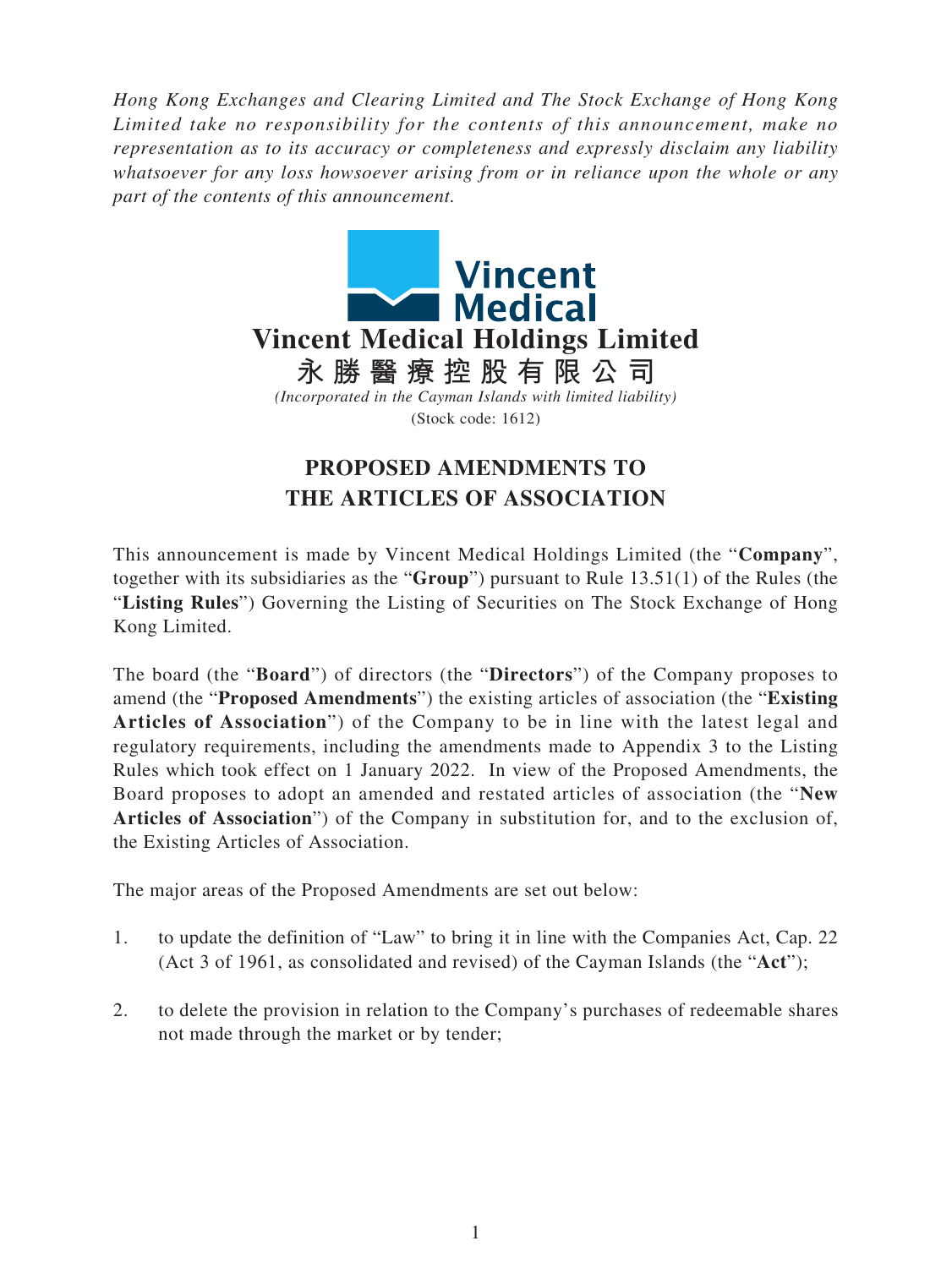*Hong Kong Exchanges and Clearing Limited and The Stock Exchange of Hong Kong Limited take no responsibility for the contents of this announcement, make no representation as to its accuracy or completeness and expressly disclaim any liability whatsoever for any loss howsoever arising from or in reliance upon the whole or any part of the contents of this announcement.*

**Vincent Medical Holdings Limited**

**永勝醫療控股有限公司**

*(Incorporated in the Cayman Islands with limited liability)*

(Stock code: 1612)

# PROPOSED AMENDMENTS TO THE ARTICLES OF ASSOCIATION

This announcement is made by Vincent Medical Holdings Limited (the "**Company**", together with its subsidiaries as the "**Group**") pursuant to Rule 13.51(1) of the Rules (the "**Listing Rules**") Governing the Listing of Securities on The Stock Exchange of Hong Kong Limited.

The board (the "**Board**") of directors (the "**Directors**") of the Company proposes to amend (the "**Proposed Amendments**") the existing articles of association (the "**Existing Articles of Association**") of the Company to be in line with the latest legal and regulatory requirements, including the amendments made to Appendix 3 to the Listing Rules which took effect on 1 January 2022. In view of the Proposed Amendments, the Board proposes to adopt an amended and restated articles of association (the "**New Articles of Association**") of the Company in substitution for, and to the exclusion of, the Existing Articles of Association.

The major areas of the Proposed Amendments are set out below:

1. to update the definition of "Law" to bring it in line with the Companies Act, Cap. 22 (Act 3 of 1961, as consolidated and revised) of the Cayman Islands (the "**Act**");

2. to delete the provision in relation to the Company's purchases of redeemable shares not made through the market or by tender;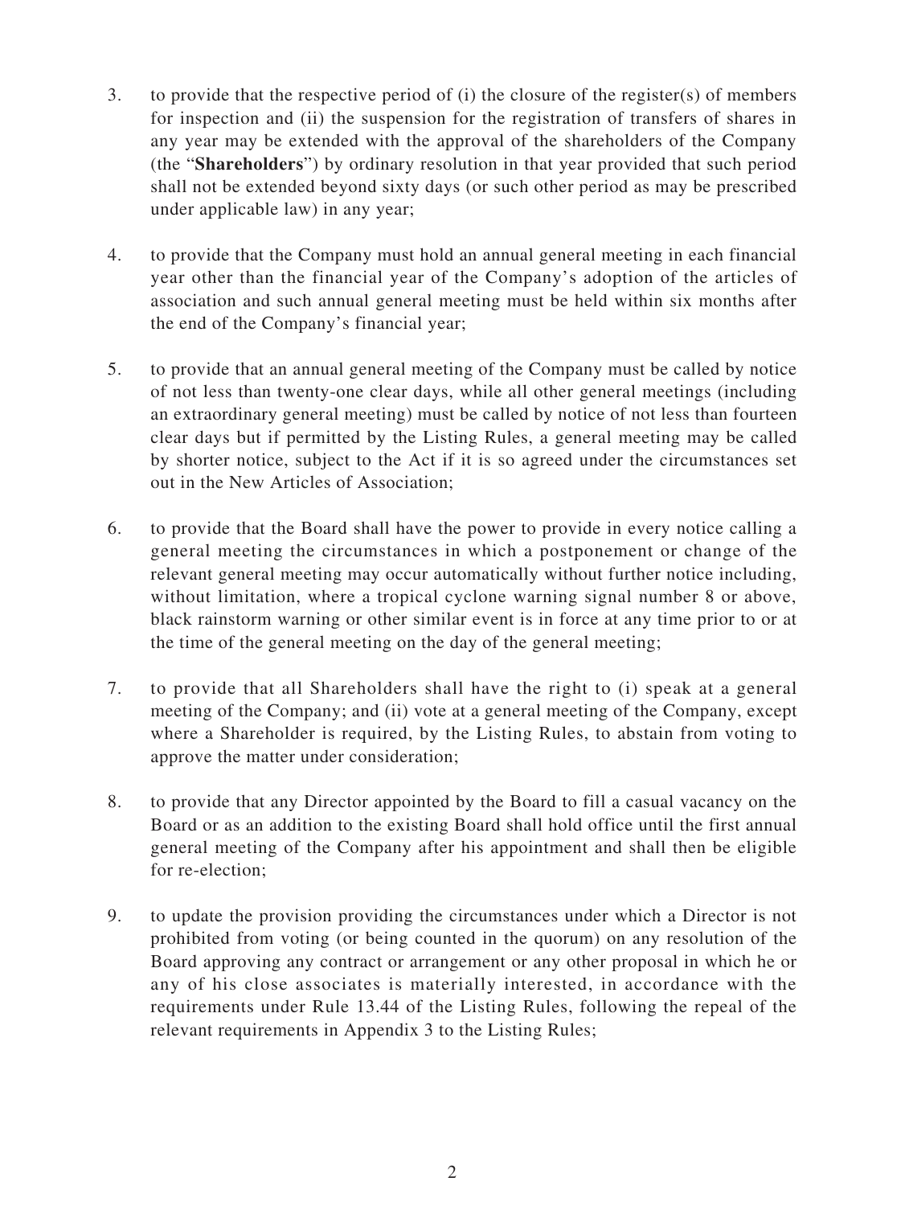3. to provide that the respective period of (i) the closure of the register(s) of members for inspection and (ii) the suspension for the registration of transfers of shares in any year may be extended with the approval of the shareholders of the Company (the "**Shareholders**") by ordinary resolution in that year provided that such period shall not be extended beyond sixty days (or such other period as may be prescribed under applicable law) in any year;

4. to provide that the Company must hold an annual general meeting in each financial year other than the financial year of the Company's adoption of the articles of association and such annual general meeting must be held within six months after the end of the Company's financial year;

5. to provide that an annual general meeting of the Company must be called by notice of not less than twenty-one clear days, while all other general meetings (including an extraordinary general meeting) must be called by notice of not less than fourteen clear days but if permitted by the Listing Rules, a general meeting may be called by shorter notice, subject to the Act if it is so agreed under the circumstances set out in the New Articles of Association;

6. to provide that the Board shall have the power to provide in every notice calling a general meeting the circumstances in which a postponement or change of the relevant general meeting may occur automatically without further notice including, without limitation, where a tropical cyclone warning signal number 8 or above, black rainstorm warning or other similar event is in force at any time prior to or at the time of the general meeting on the day of the general meeting;

7. to provide that all Shareholders shall have the right to (i) speak at a general meeting of the Company; and (ii) vote at a general meeting of the Company, except where a Shareholder is required, by the Listing Rules, to abstain from voting to approve the matter under consideration;

8. to provide that any Director appointed by the Board to fill a casual vacancy on the Board or as an addition to the existing Board shall hold office until the first annual general meeting of the Company after his appointment and shall then be eligible for re-election;

9. to update the provision providing the circumstances under which a Director is not prohibited from voting (or being counted in the quorum) on any resolution of the Board approving any contract or arrangement or any other proposal in which he or any of his close associates is materially interested, in accordance with the requirements under Rule 13.44 of the Listing Rules, following the repeal of the relevant requirements in Appendix 3 to the Listing Rules;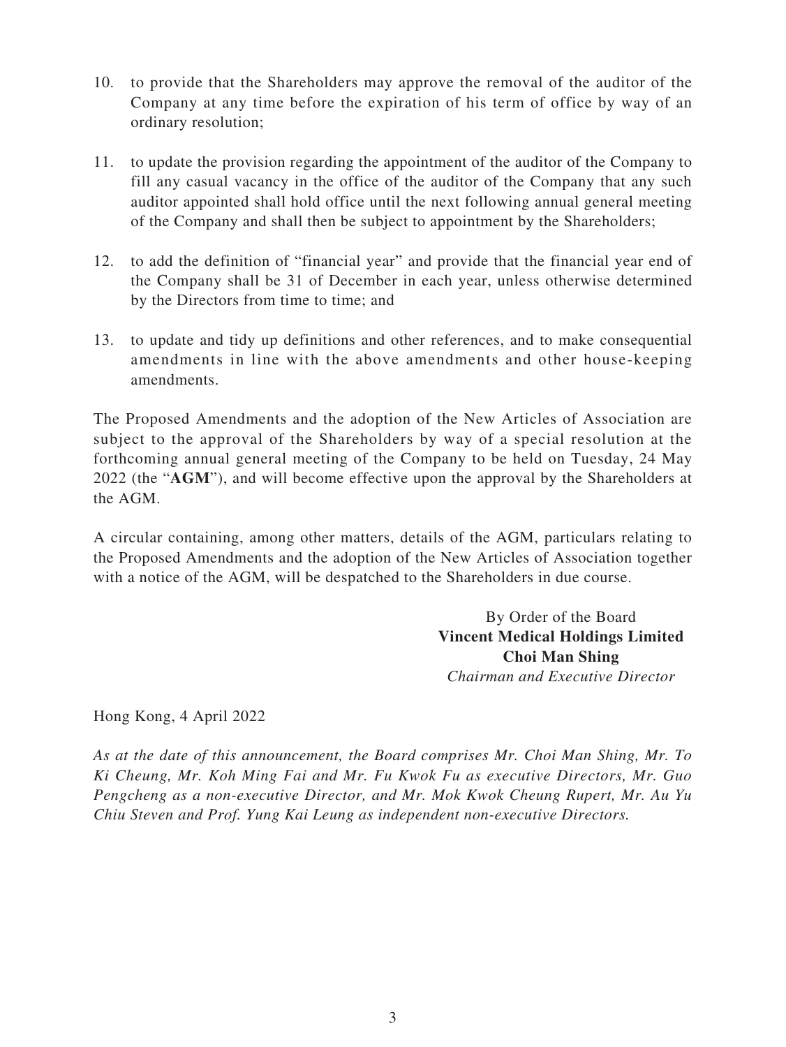10. to provide that the Shareholders may approve the removal of the auditor of the Company at any time before the expiration of his term of office by way of an ordinary resolution;

11. to update the provision regarding the appointment of the auditor of the Company to fill any casual vacancy in the office of the auditor of the Company that any such auditor appointed shall hold office until the next following annual general meeting of the Company and shall then be subject to appointment by the Shareholders;

12. to add the definition of "financial year" and provide that the financial year end of the Company shall be 31 of December in each year, unless otherwise determined by the Directors from time to time; and

13. to update and tidy up definitions and other references, and to make consequential amendments in line with the above amendments and other house-keeping amendments.

The Proposed Amendments and the adoption of the New Articles of Association are subject to the approval of the Shareholders by way of a special resolution at the forthcoming annual general meeting of the Company to be held on Tuesday, 24 May 2022 (the "**AGM**"), and will become effective upon the approval by the Shareholders at the AGM.

A circular containing, among other matters, details of the AGM, particulars relating to the Proposed Amendments and the adoption of the New Articles of Association together with a notice of the AGM, will be despatched to the Shareholders in due course.

By Order of the Board
**Vincent Medical Holdings Limited**
**Choi Man Shing**
*Chairman and Executive Director*

Hong Kong, 4 April 2022

*As at the date of this announcement, the Board comprises Mr. Choi Man Shing, Mr. To Ki Cheung, Mr. Koh Ming Fai and Mr. Fu Kwok Fu as executive Directors, Mr. Guo Pengcheng as a non-executive Director, and Mr. Mok Kwok Cheung Rupert, Mr. Au Yu Chiu Steven and Prof. Yung Kai Leung as independent non-executive Directors.*